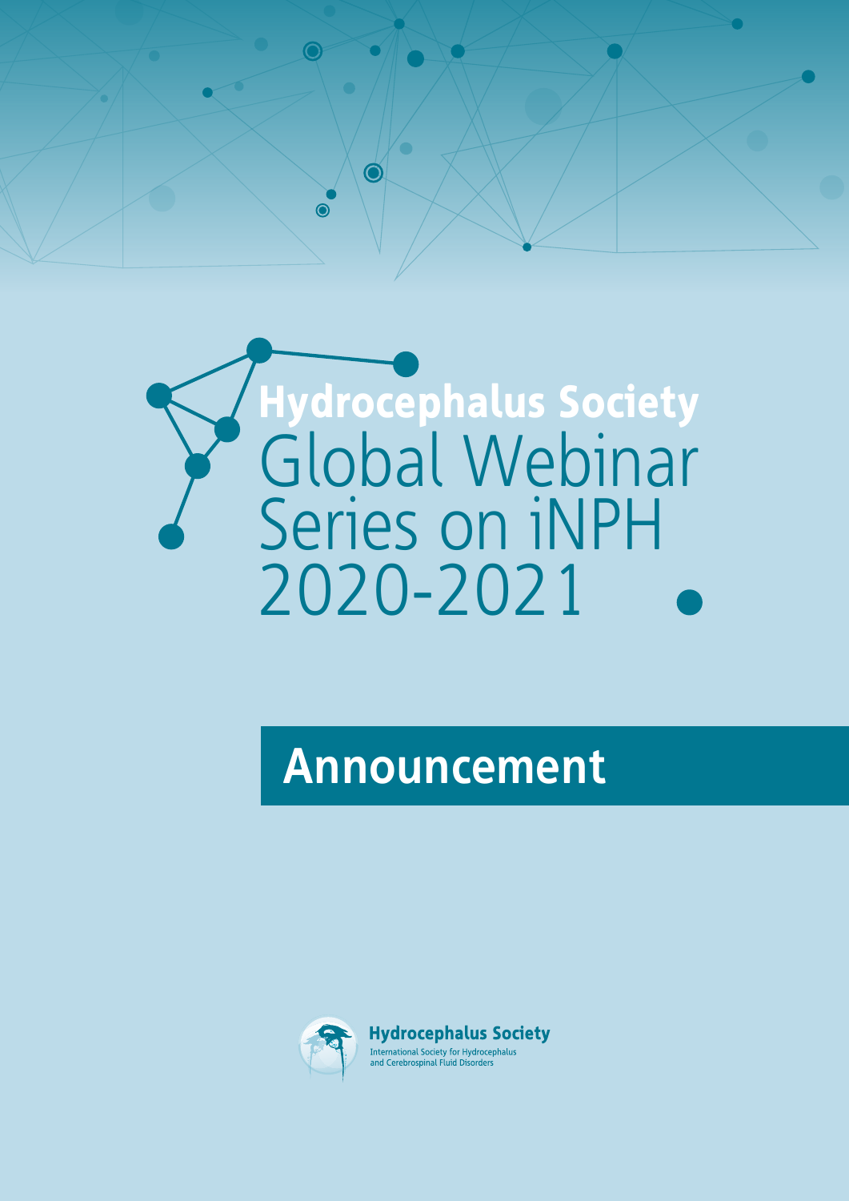# Hydrocephalus Society Global Webinar Series on iNPH 2020-2021

## Announcement

**Hydrocephalus Society**
International Society for Hydrocephalus and Cerebrospinal Fluid Disorders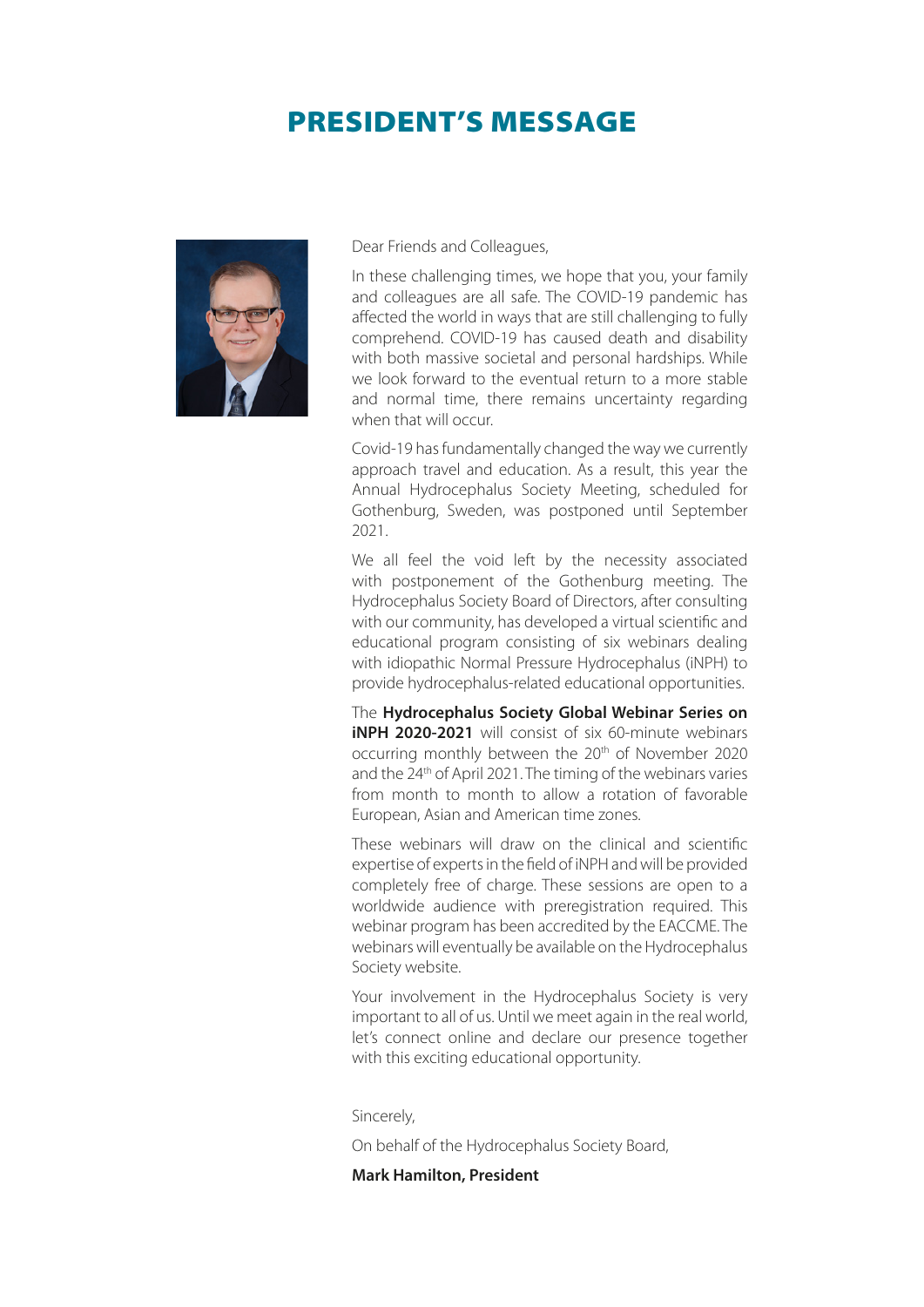# PRESIDENT'S MESSAGE

Dear Friends and Colleagues,

In these challenging times, we hope that you, your family and colleagues are all safe. The COVID-19 pandemic has affected the world in ways that are still challenging to fully comprehend. COVID-19 has caused death and disability with both massive societal and personal hardships. While we look forward to the eventual return to a more stable and normal time, there remains uncertainty regarding when that will occur.

Covid-19 has fundamentally changed the way we currently approach travel and education. As a result, this year the Annual Hydrocephalus Society Meeting, scheduled for Gothenburg, Sweden, was postponed until September 2021.

We all feel the void left by the necessity associated with postponement of the Gothenburg meeting. The Hydrocephalus Society Board of Directors, after consulting with our community, has developed a virtual scientific and educational program consisting of six webinars dealing with idiopathic Normal Pressure Hydrocephalus (iNPH) to provide hydrocephalus-related educational opportunities.

The **Hydrocephalus Society Global Webinar Series on iNPH 2020-2021** will consist of six 60-minute webinars occurring monthly between the 20th of November 2020 and the 24th of April 2021. The timing of the webinars varies from month to month to allow a rotation of favorable European, Asian and American time zones.

These webinars will draw on the clinical and scientific expertise of experts in the field of iNPH and will be provided completely free of charge. These sessions are open to a worldwide audience with preregistration required. This webinar program has been accredited by the EACCME. The webinars will eventually be available on the Hydrocephalus Society website.

Your involvement in the Hydrocephalus Society is very important to all of us. Until we meet again in the real world, let's connect online and declare our presence together with this exciting educational opportunity.

Sincerely,

On behalf of the Hydrocephalus Society Board,

**Mark Hamilton, President**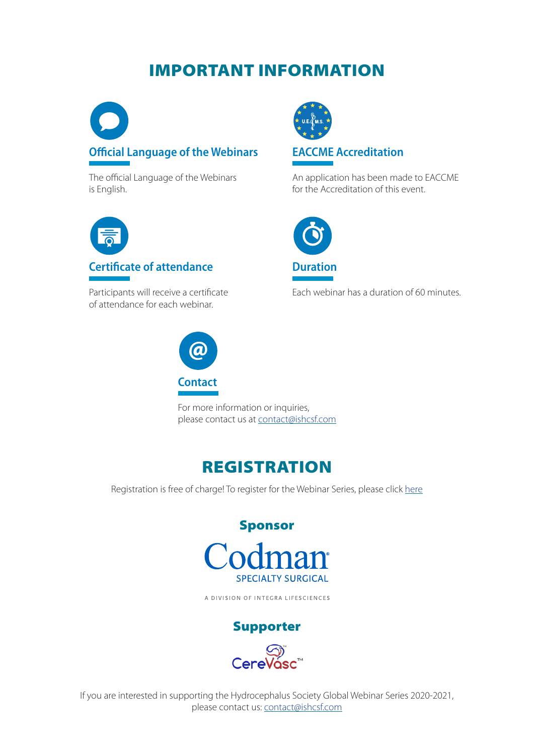# IMPORTANT INFORMATION

### Official Language of the Webinars

The official Language of the Webinars is English.

### EACCME Accreditation

An application has been made to EACCME for the Accreditation of this event.

### Certificate of attendance

Participants will receive a certificate of attendance for each webinar.

### Duration

Each webinar has a duration of 60 minutes.

### Contact

For more information or inquiries, please contact us at contact@ishcsf.com

# REGISTRATION

Registration is free of charge! To register for the Webinar Series, please click here

## Sponsor

Codman SPECIALTY SURGICAL

A DIVISION OF INTEGRA LIFESCIENCES

## Supporter

CereVasc™

If you are interested in supporting the Hydrocephalus Society Global Webinar Series 2020-2021, please contact us: contact@ishcsf.com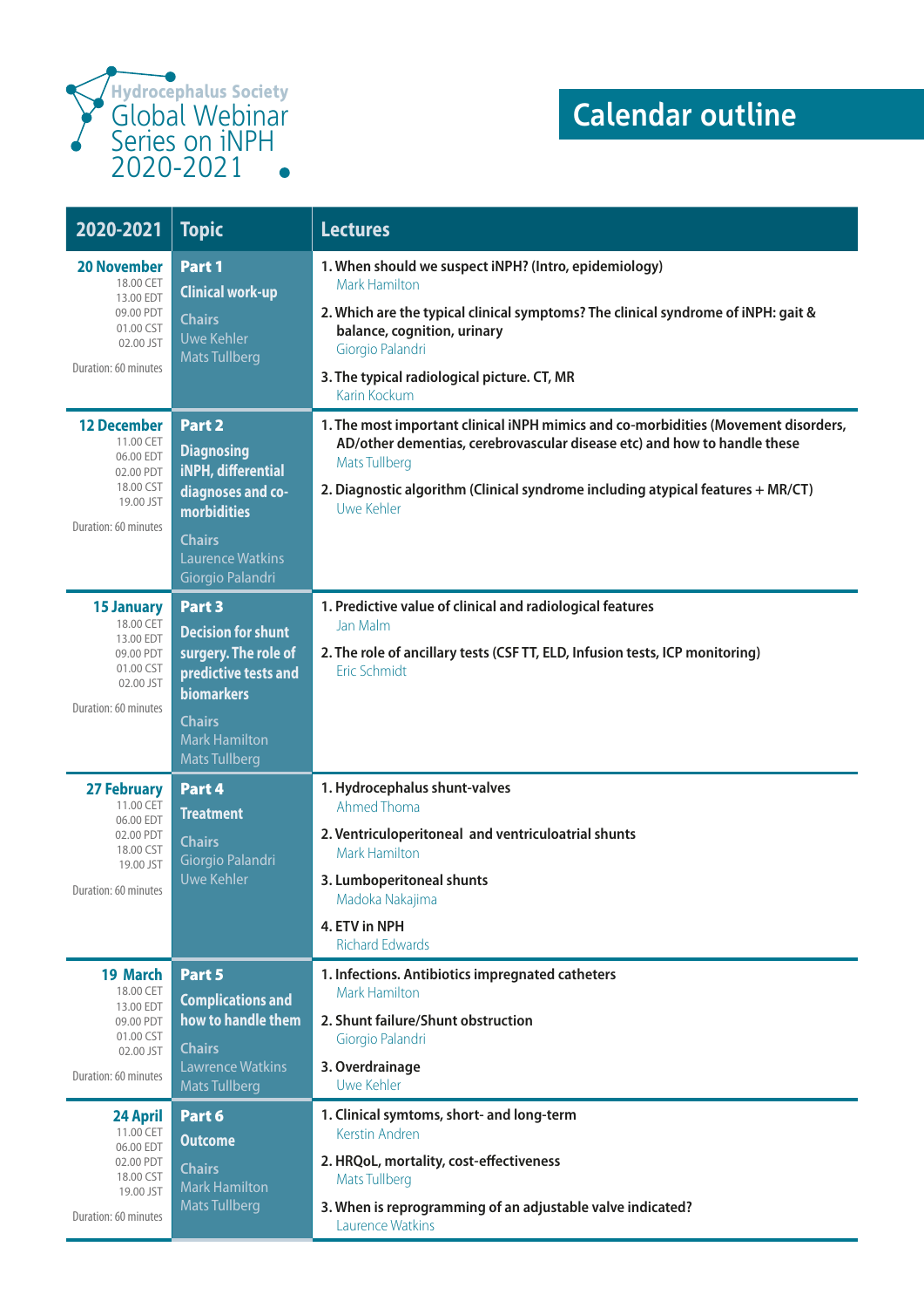Hydrocephalus Society
Global Webinar Series on iNPH 2020-2021

# Calendar outline

| 2020-2021 | Topic | Lectures |
|---|---|---|
| **20 November**<br>18.00 CET<br>13.00 EDT<br>09.00 PDT<br>01.00 CST<br>02.00 JST<br>Duration: 60 minutes | **Part 1**<br>**Clinical work-up**<br>Chairs<br>Uwe Kehler<br>Mats Tullberg | **1. When should we suspect iNPH? (Intro, epidemiology)**<br>Mark Hamilton<br>**2. Which are the typical clinical symptoms? The clinical syndrome of iNPH: gait & balance, cognition, urinary**<br>Giorgio Palandri<br>**3. The typical radiological picture. CT, MR**<br>Karin Kockum |
| **12 December**<br>11.00 CET<br>06.00 EDT<br>02.00 PDT<br>18.00 CST<br>19.00 JST<br>Duration: 60 minutes | **Part 2**<br>**Diagnosing iNPH, differential diagnoses and co-morbidities**<br>Chairs<br>Laurence Watkins<br>Giorgio Palandri | **1. The most important clinical iNPH mimics and co-morbidities (Movement disorders, AD/other dementias, cerebrovascular disease etc) and how to handle these**<br>Mats Tullberg<br>**2. Diagnostic algorithm (Clinical syndrome including atypical features + MR/CT)**<br>Uwe Kehler |
| **15 January**<br>18.00 CET<br>13.00 EDT<br>09.00 PDT<br>01.00 CST<br>02.00 JST<br>Duration: 60 minutes | **Part 3**<br>**Decision for shunt surgery. The role of predictive tests and biomarkers**<br>Chairs<br>Mark Hamilton<br>Mats Tullberg | **1. Predictive value of clinical and radiological features**<br>Jan Malm<br>**2. The role of ancillary tests (CSF TT, ELD, Infusion tests, ICP monitoring)**<br>Eric Schmidt |
| **27 February**<br>11.00 CET<br>06.00 EDT<br>02.00 PDT<br>18.00 CST<br>19.00 JST<br>Duration: 60 minutes | **Part 4**<br>**Treatment**<br>Chairs<br>Giorgio Palandri<br>Uwe Kehler | **1. Hydrocephalus shunt-valves**<br>Ahmed Thoma<br>**2. Ventriculoperitoneal and ventriculoatrial shunts**<br>Mark Hamilton<br>**3. Lumboperitoneal shunts**<br>Madoka Nakajima<br>**4. ETV in NPH**<br>Richard Edwards |
| **19 March**<br>18.00 CET<br>13.00 EDT<br>09.00 PDT<br>01.00 CST<br>02.00 JST<br>Duration: 60 minutes | **Part 5**<br>**Complications and how to handle them**<br>Chairs<br>Lawrence Watkins<br>Mats Tullberg | **1. Infections. Antibiotics impregnated catheters**<br>Mark Hamilton<br>**2. Shunt failure/Shunt obstruction**<br>Giorgio Palandri<br>**3. Overdrainage**<br>Uwe Kehler |
| **24 April**<br>11.00 CET<br>06.00 EDT<br>02.00 PDT<br>18.00 CST<br>19.00 JST<br>Duration: 60 minutes | **Part 6**<br>**Outcome**<br>Chairs<br>Mark Hamilton<br>Mats Tullberg | **1. Clinical symtoms, short- and long-term**<br>Kerstin Andren<br>**2. HRQoL, mortality, cost-effectiveness**<br>Mats Tullberg<br>**3. When is reprogramming of an adjustable valve indicated?**<br>Laurence Watkins |